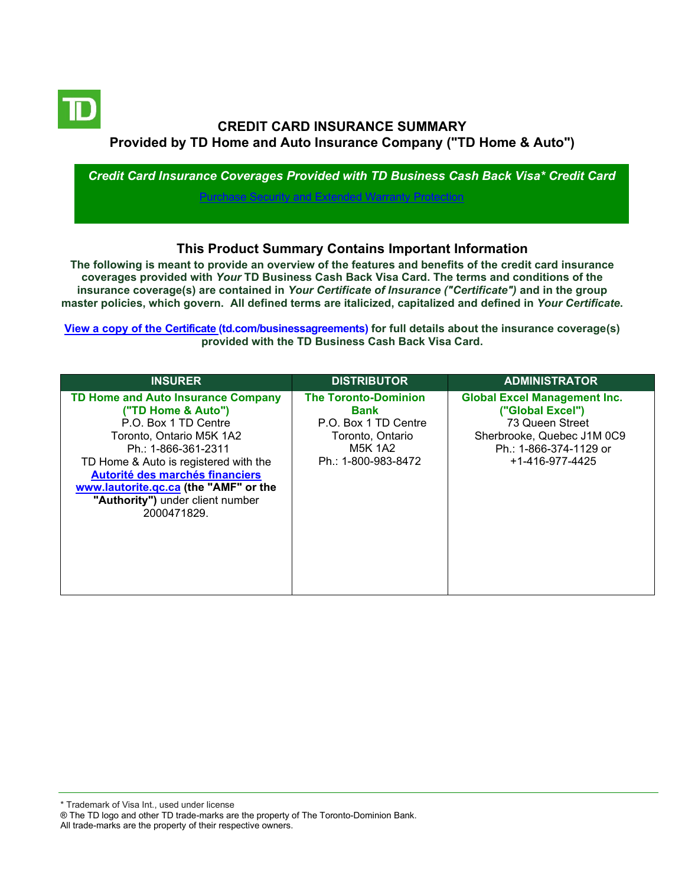# CREDIT CARD INSURANCE SUMMARY

## Provided by TD Home and Auto Insurance Company ("TD Home & Auto")

***Credit Card Insurance Coverages Provided with TD Business Cash Back Visa* Credit Card***

[Purchase Security and Extended Warranty Protection]

## This Product Summary Contains Important Information

**The following is meant to provide an overview of the features and benefits of the credit card insurance coverages provided with *Your* TD Business Cash Back Visa Card. The terms and conditions of the insurance coverage(s) are contained in *Your Certificate of Insurance ("Certificate")* and in the group master policies, which govern. All defined terms are italicized, capitalized and defined in *Your Certificate*.**

**View a copy of the Certificate (td.com/businessagreements) for full details about the insurance coverage(s) provided with the TD Business Cash Back Visa Card.**

| INSURER | DISTRIBUTOR | ADMINISTRATOR |
|---|---|---|
| **TD Home and Auto Insurance Company ("TD Home & Auto")**<br>P.O. Box 1 TD Centre<br>Toronto, Ontario M5K 1A2<br>Ph.: 1-866-361-2311<br>TD Home & Auto is registered with the **Autorité des marchés financiers www.lautorite.qc.ca (the "AMF" or the "Authority")** under client number 2000471829. | **The Toronto-Dominion Bank**<br>P.O. Box 1 TD Centre<br>Toronto, Ontario<br>M5K 1A2<br>Ph.: 1-800-983-8472 | **Global Excel Management Inc. ("Global Excel")**<br>73 Queen Street<br>Sherbrooke, Quebec J1M 0C9<br>Ph.: 1-866-374-1129 or +1-416-977-4425 |

\* Trademark of Visa Int., used under license
® The TD logo and other TD trade-marks are the property of The Toronto-Dominion Bank.
All trade-marks are the property of their respective owners.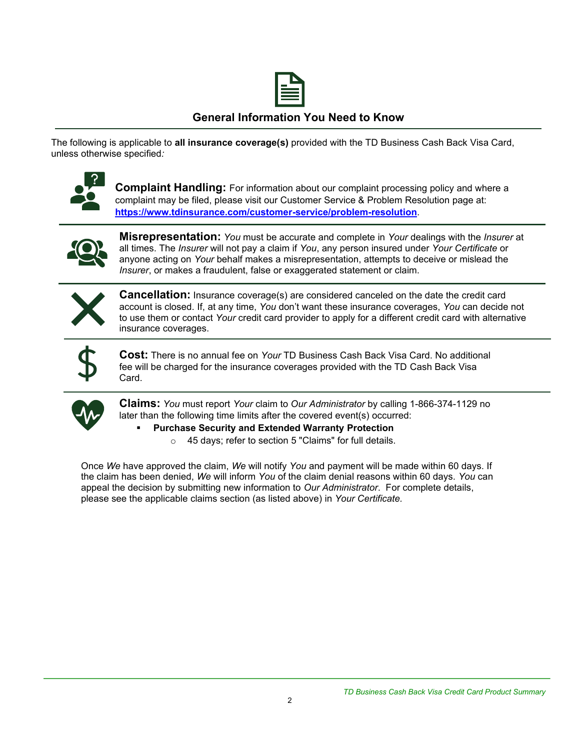## General Information You Need to Know

The following is applicable to **all insurance coverage(s)** provided with the TD Business Cash Back Visa Card, unless otherwise specified*:*

**Complaint Handling:** For information about our complaint processing policy and where a complaint may be filed, please visit our Customer Service & Problem Resolution page at: **https://www.tdinsurance.com/customer-service/problem-resolution**.

**Misrepresentation:** *You* must be accurate and complete in *Your* dealings with the *Insurer* at all times. The *Insurer* will not pay a claim if *You*, any person insured under *Your Certificate* or anyone acting on *Your* behalf makes a misrepresentation, attempts to deceive or mislead the *Insurer*, or makes a fraudulent, false or exaggerated statement or claim.

**Cancellation:** Insurance coverage(s) are considered canceled on the date the credit card account is closed. If, at any time, *You* don't want these insurance coverages, *You* can decide not to use them or contact *Your* credit card provider to apply for a different credit card with alternative insurance coverages.

**Cost:** There is no annual fee on *Your* TD Business Cash Back Visa Card. No additional fee will be charged for the insurance coverages provided with the TD Cash Back Visa Card.

**Claims:** *You* must report *Your* claim to *Our Administrator* by calling 1-866-374-1129 no later than the following time limits after the covered event(s) occurred:

- **Purchase Security and Extended Warranty Protection**
  - 45 days; refer to section 5 "Claims" for full details.

Once *We* have approved the claim, *We* will notify *You* and payment will be made within 60 days. If the claim has been denied, *We* will inform *You* of the claim denial reasons within 60 days. *You* can appeal the decision by submitting new information to *Our Administrator*. For complete details, please see the applicable claims section (as listed above) in *Your Certificate*.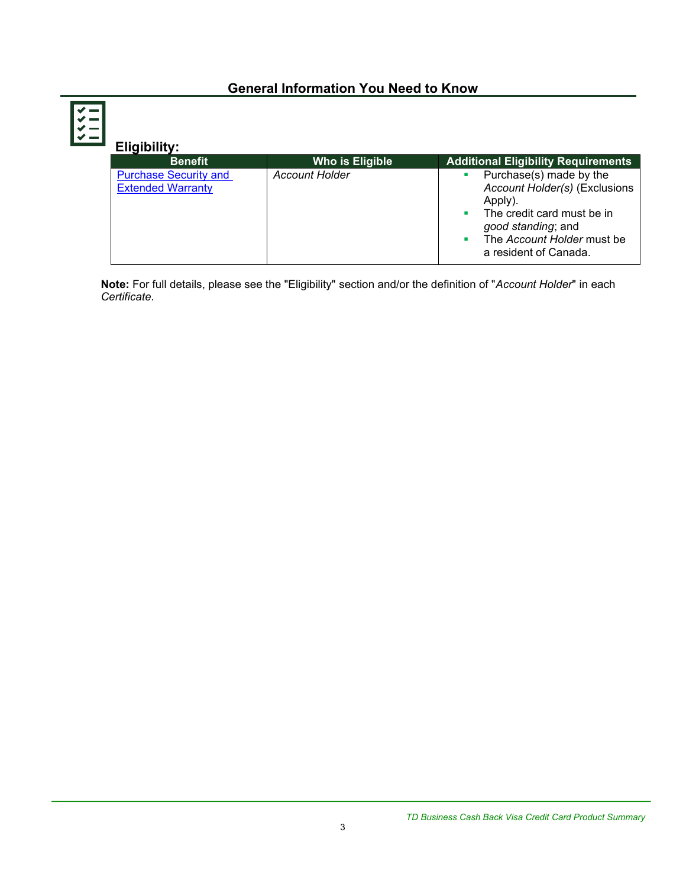## General Information You Need to Know

### Eligibility:

| Benefit | Who is Eligible | Additional Eligibility Requirements |
|---|---|---|
| Purchase Security and Extended Warranty | *Account Holder* | ▪ Purchase(s) made by the *Account Holder(s)* (Exclusions Apply).<br>▪ The credit card must be in *good standing*; and<br>▪ The *Account Holder* must be a resident of Canada. |

**Note:** For full details, please see the "Eligibility" section and/or the definition of "*Account Holder*" in each *Certificate*.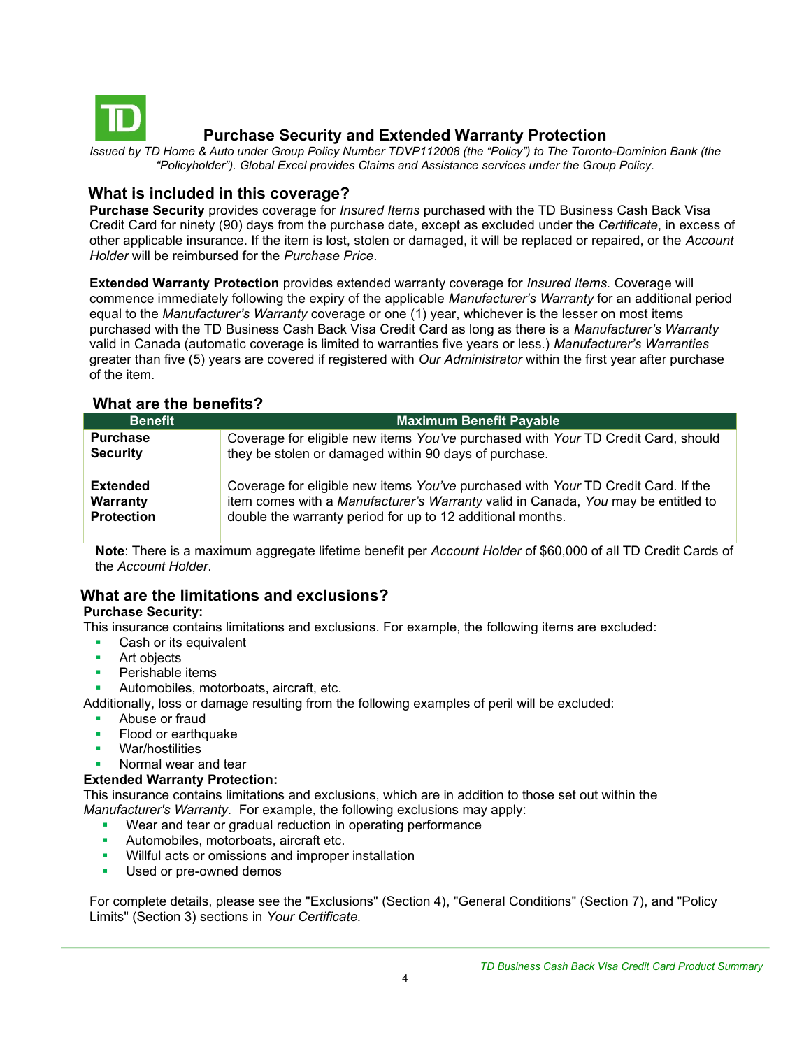# Purchase Security and Extended Warranty Protection

*Issued by TD Home & Auto under Group Policy Number TDVP112008 (the "Policy") to The Toronto-Dominion Bank (the "Policyholder"). Global Excel provides Claims and Assistance services under the Group Policy.*

## What is included in this coverage?

**Purchase Security** provides coverage for *Insured Items* purchased with the TD Business Cash Back Visa Credit Card for ninety (90) days from the purchase date, except as excluded under the *Certificate*, in excess of other applicable insurance. If the item is lost, stolen or damaged, it will be replaced or repaired, or the *Account Holder* will be reimbursed for the *Purchase Price*.

**Extended Warranty Protection** provides extended warranty coverage for *Insured Items.* Coverage will commence immediately following the expiry of the applicable *Manufacturer's Warranty* for an additional period equal to the *Manufacturer's Warranty* coverage or one (1) year, whichever is the lesser on most items purchased with the TD Business Cash Back Visa Credit Card as long as there is a *Manufacturer's Warranty* valid in Canada (automatic coverage is limited to warranties five years or less.) *Manufacturer's Warranties* greater than five (5) years are covered if registered with *Our Administrator* within the first year after purchase of the item.

## What are the benefits?

| Benefit | Maximum Benefit Payable |
|---|---|
| **Purchase Security** | Coverage for eligible new items *You've* purchased with *Your* TD Credit Card, should they be stolen or damaged within 90 days of purchase. |
| **Extended Warranty Protection** | Coverage for eligible new items *You've* purchased with *Your* TD Credit Card. If the item comes with a *Manufacturer's Warranty* valid in Canada, *You* may be entitled to double the warranty period for up to 12 additional months. |

**Note**: There is a maximum aggregate lifetime benefit per *Account Holder* of $60,000 of all TD Credit Cards of the *Account Holder*.

## What are the limitations and exclusions?

**Purchase Security:**

This insurance contains limitations and exclusions. For example, the following items are excluded:

- Cash or its equivalent
- Art objects
- Perishable items
- Automobiles, motorboats, aircraft, etc.

Additionally, loss or damage resulting from the following examples of peril will be excluded:

- Abuse or fraud
- Flood or earthquake
- War/hostilities
- Normal wear and tear

**Extended Warranty Protection:**

This insurance contains limitations and exclusions, which are in addition to those set out within the *Manufacturer's Warranty*. For example, the following exclusions may apply:

- Wear and tear or gradual reduction in operating performance
- Automobiles, motorboats, aircraft etc.
- Willful acts or omissions and improper installation
- Used or pre-owned demos

For complete details, please see the "Exclusions" (Section 4), "General Conditions" (Section 7), and "Policy Limits" (Section 3) sections in *Your Certificate.*